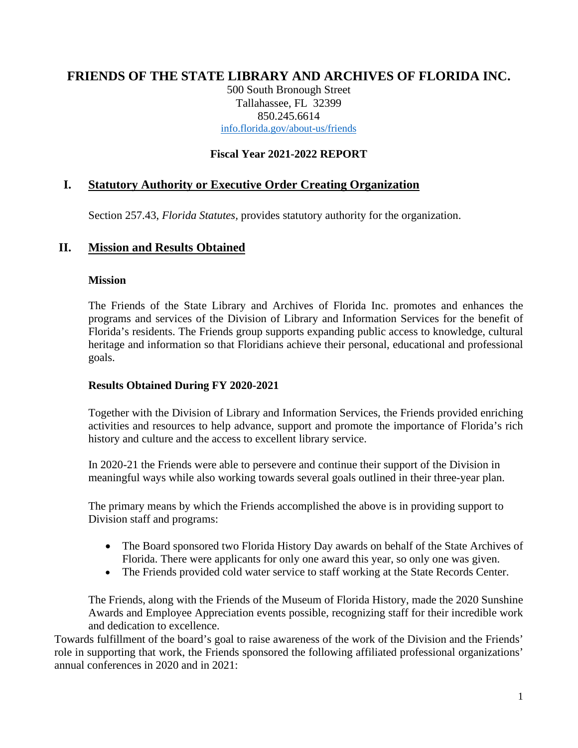# FRIENDS OF THE STATE LIBRARY AND ARCHIVES OF FLORIDA INC.

500 South Bronough Street
Tallahassee, FL 32399
850.245.6614
info.florida.gov/about-us/friends

**Fiscal Year 2021-2022 REPORT**

## I. Statutory Authority or Executive Order Creating Organization

Section 257.43, *Florida Statutes*, provides statutory authority for the organization.

## II. Mission and Results Obtained

### Mission

The Friends of the State Library and Archives of Florida Inc. promotes and enhances the programs and services of the Division of Library and Information Services for the benefit of Florida's residents. The Friends group supports expanding public access to knowledge, cultural heritage and information so that Floridians achieve their personal, educational and professional goals.

### Results Obtained During FY 2020-2021

Together with the Division of Library and Information Services, the Friends provided enriching activities and resources to help advance, support and promote the importance of Florida's rich history and culture and the access to excellent library service.

In 2020-21 the Friends were able to persevere and continue their support of the Division in meaningful ways while also working towards several goals outlined in their three-year plan.

The primary means by which the Friends accomplished the above is in providing support to Division staff and programs:

- The Board sponsored two Florida History Day awards on behalf of the State Archives of Florida. There were applicants for only one award this year, so only one was given.
- The Friends provided cold water service to staff working at the State Records Center.

The Friends, along with the Friends of the Museum of Florida History, made the 2020 Sunshine Awards and Employee Appreciation events possible, recognizing staff for their incredible work and dedication to excellence.

Towards fulfillment of the board's goal to raise awareness of the work of the Division and the Friends' role in supporting that work, the Friends sponsored the following affiliated professional organizations' annual conferences in 2020 and in 2021: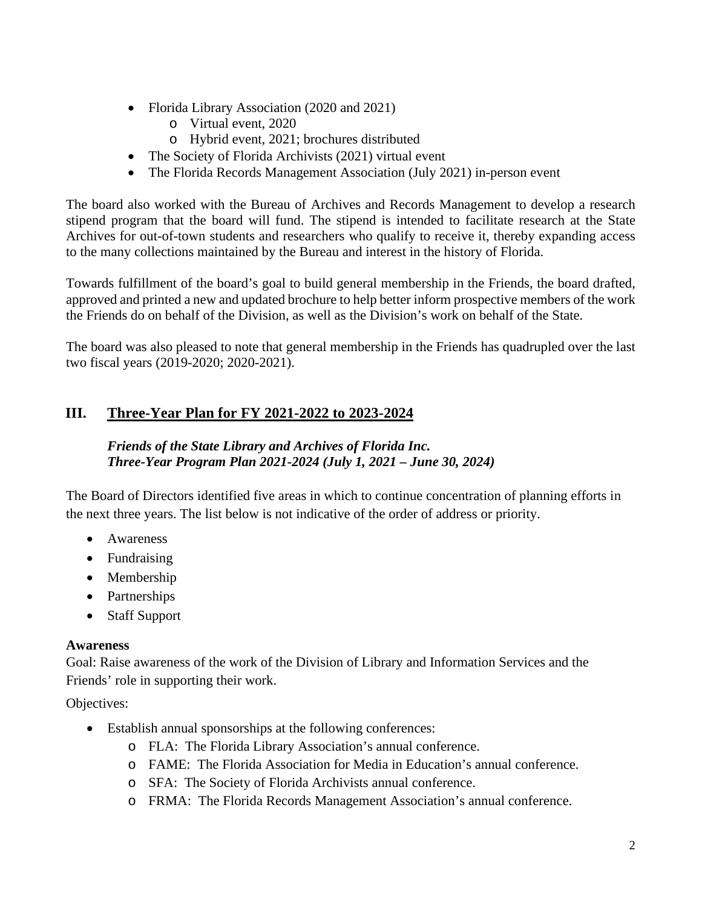- Florida Library Association (2020 and 2021)
  - Virtual event, 2020
  - Hybrid event, 2021; brochures distributed
- The Society of Florida Archivists (2021) virtual event
- The Florida Records Management Association (July 2021) in-person event

The board also worked with the Bureau of Archives and Records Management to develop a research stipend program that the board will fund. The stipend is intended to facilitate research at the State Archives for out-of-town students and researchers who qualify to receive it, thereby expanding access to the many collections maintained by the Bureau and interest in the history of Florida.

Towards fulfillment of the board's goal to build general membership in the Friends, the board drafted, approved and printed a new and updated brochure to help better inform prospective members of the work the Friends do on behalf of the Division, as well as the Division's work on behalf of the State.

The board was also pleased to note that general membership in the Friends has quadrupled over the last two fiscal years (2019-2020; 2020-2021).

## III. Three-Year Plan for FY 2021-2022 to 2023-2024

***Friends of the State Library and Archives of Florida Inc.***
***Three-Year Program Plan 2021-2024 (July 1, 2021 – June 30, 2024)***

The Board of Directors identified five areas in which to continue concentration of planning efforts in the next three years. The list below is not indicative of the order of address or priority.

- Awareness
- Fundraising
- Membership
- Partnerships
- Staff Support

**Awareness**
Goal: Raise awareness of the work of the Division of Library and Information Services and the Friends' role in supporting their work.

Objectives:

- Establish annual sponsorships at the following conferences:
  - FLA: The Florida Library Association's annual conference.
  - FAME: The Florida Association for Media in Education's annual conference.
  - SFA: The Society of Florida Archivists annual conference.
  - FRMA: The Florida Records Management Association's annual conference.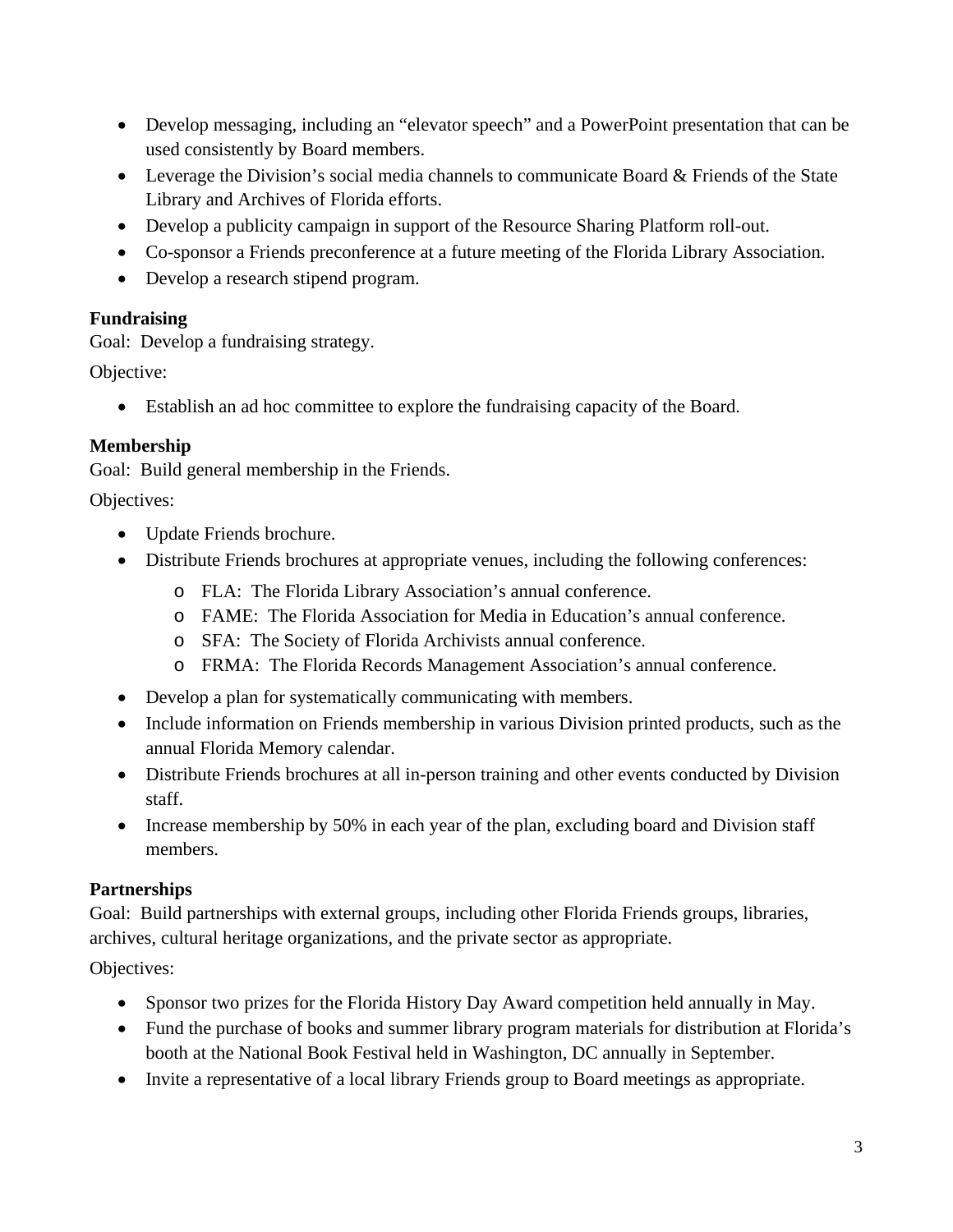- Develop messaging, including an "elevator speech" and a PowerPoint presentation that can be used consistently by Board members.
- Leverage the Division's social media channels to communicate Board & Friends of the State Library and Archives of Florida efforts.
- Develop a publicity campaign in support of the Resource Sharing Platform roll-out.
- Co-sponsor a Friends preconference at a future meeting of the Florida Library Association.
- Develop a research stipend program.

**Fundraising**
Goal: Develop a fundraising strategy.

Objective:

- Establish an ad hoc committee to explore the fundraising capacity of the Board.

**Membership**
Goal: Build general membership in the Friends.

Objectives:

- Update Friends brochure.
- Distribute Friends brochures at appropriate venues, including the following conferences:
  - FLA: The Florida Library Association's annual conference.
  - FAME: The Florida Association for Media in Education's annual conference.
  - SFA: The Society of Florida Archivists annual conference.
  - FRMA: The Florida Records Management Association's annual conference.
- Develop a plan for systematically communicating with members.
- Include information on Friends membership in various Division printed products, such as the annual Florida Memory calendar.
- Distribute Friends brochures at all in-person training and other events conducted by Division staff.
- Increase membership by 50% in each year of the plan, excluding board and Division staff members.

**Partnerships**
Goal: Build partnerships with external groups, including other Florida Friends groups, libraries, archives, cultural heritage organizations, and the private sector as appropriate.

Objectives:

- Sponsor two prizes for the Florida History Day Award competition held annually in May.
- Fund the purchase of books and summer library program materials for distribution at Florida's booth at the National Book Festival held in Washington, DC annually in September.
- Invite a representative of a local library Friends group to Board meetings as appropriate.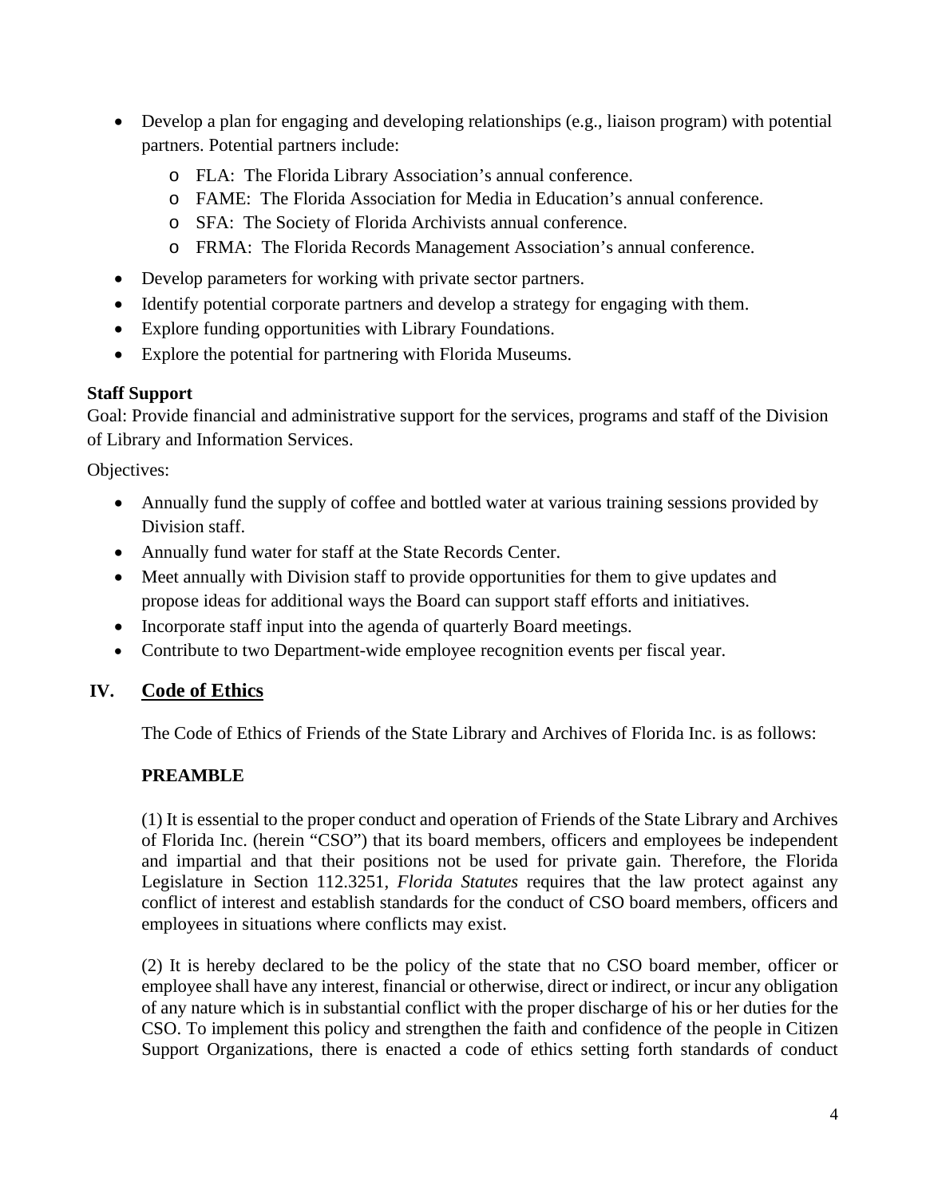- Develop a plan for engaging and developing relationships (e.g., liaison program) with potential partners. Potential partners include:
  - FLA: The Florida Library Association's annual conference.
  - FAME: The Florida Association for Media in Education's annual conference.
  - SFA: The Society of Florida Archivists annual conference.
  - FRMA: The Florida Records Management Association's annual conference.
- Develop parameters for working with private sector partners.
- Identify potential corporate partners and develop a strategy for engaging with them.
- Explore funding opportunities with Library Foundations.
- Explore the potential for partnering with Florida Museums.

**Staff Support**

Goal: Provide financial and administrative support for the services, programs and staff of the Division of Library and Information Services.

Objectives:

- Annually fund the supply of coffee and bottled water at various training sessions provided by Division staff.
- Annually fund water for staff at the State Records Center.
- Meet annually with Division staff to provide opportunities for them to give updates and propose ideas for additional ways the Board can support staff efforts and initiatives.
- Incorporate staff input into the agenda of quarterly Board meetings.
- Contribute to two Department-wide employee recognition events per fiscal year.

## IV. Code of Ethics

The Code of Ethics of Friends of the State Library and Archives of Florida Inc. is as follows:

**PREAMBLE**

(1) It is essential to the proper conduct and operation of Friends of the State Library and Archives of Florida Inc. (herein "CSO") that its board members, officers and employees be independent and impartial and that their positions not be used for private gain. Therefore, the Florida Legislature in Section 112.3251, *Florida Statutes* requires that the law protect against any conflict of interest and establish standards for the conduct of CSO board members, officers and employees in situations where conflicts may exist.

(2) It is hereby declared to be the policy of the state that no CSO board member, officer or employee shall have any interest, financial or otherwise, direct or indirect, or incur any obligation of any nature which is in substantial conflict with the proper discharge of his or her duties for the CSO. To implement this policy and strengthen the faith and confidence of the people in Citizen Support Organizations, there is enacted a code of ethics setting forth standards of conduct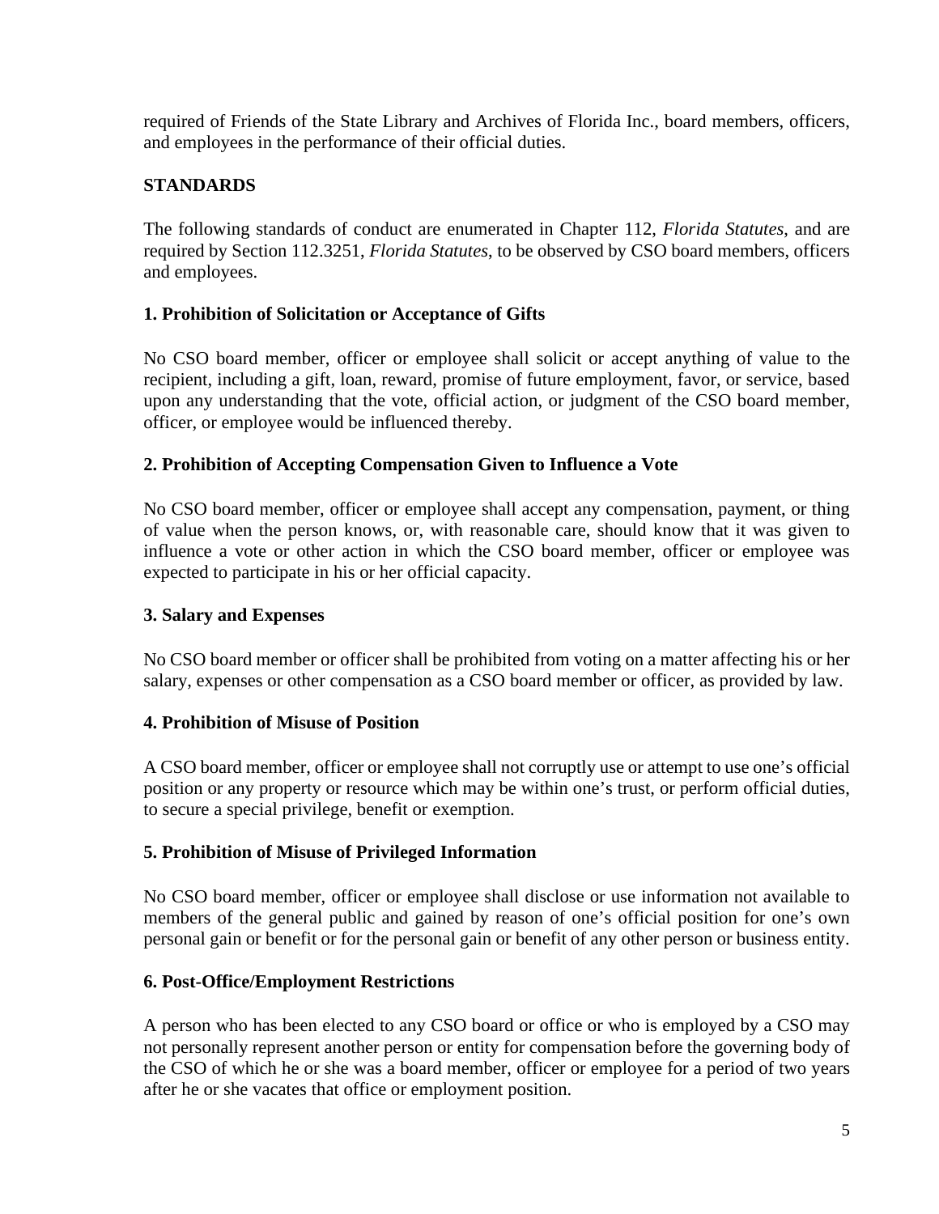required of Friends of the State Library and Archives of Florida Inc., board members, officers, and employees in the performance of their official duties.

## STANDARDS

The following standards of conduct are enumerated in Chapter 112, *Florida Statutes*, and are required by Section 112.3251, *Florida Statutes*, to be observed by CSO board members, officers and employees.

### 1. Prohibition of Solicitation or Acceptance of Gifts

No CSO board member, officer or employee shall solicit or accept anything of value to the recipient, including a gift, loan, reward, promise of future employment, favor, or service, based upon any understanding that the vote, official action, or judgment of the CSO board member, officer, or employee would be influenced thereby.

### 2. Prohibition of Accepting Compensation Given to Influence a Vote

No CSO board member, officer or employee shall accept any compensation, payment, or thing of value when the person knows, or, with reasonable care, should know that it was given to influence a vote or other action in which the CSO board member, officer or employee was expected to participate in his or her official capacity.

### 3. Salary and Expenses

No CSO board member or officer shall be prohibited from voting on a matter affecting his or her salary, expenses or other compensation as a CSO board member or officer, as provided by law.

### 4. Prohibition of Misuse of Position

A CSO board member, officer or employee shall not corruptly use or attempt to use one's official position or any property or resource which may be within one's trust, or perform official duties, to secure a special privilege, benefit or exemption.

### 5. Prohibition of Misuse of Privileged Information

No CSO board member, officer or employee shall disclose or use information not available to members of the general public and gained by reason of one's official position for one's own personal gain or benefit or for the personal gain or benefit of any other person or business entity.

### 6. Post-Office/Employment Restrictions

A person who has been elected to any CSO board or office or who is employed by a CSO may not personally represent another person or entity for compensation before the governing body of the CSO of which he or she was a board member, officer or employee for a period of two years after he or she vacates that office or employment position.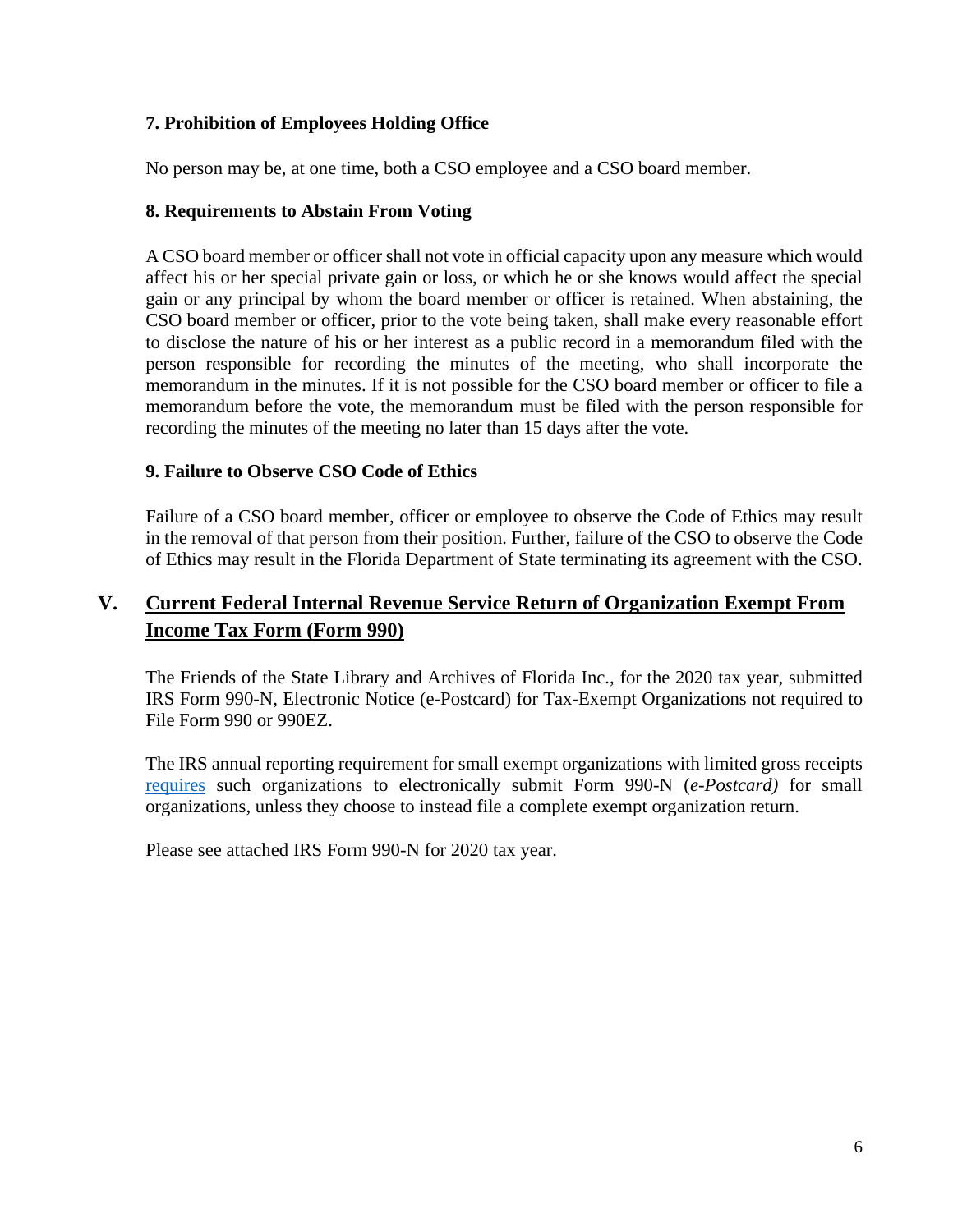### 7. Prohibition of Employees Holding Office

No person may be, at one time, both a CSO employee and a CSO board member.

### 8. Requirements to Abstain From Voting

A CSO board member or officer shall not vote in official capacity upon any measure which would affect his or her special private gain or loss, or which he or she knows would affect the special gain or any principal by whom the board member or officer is retained. When abstaining, the CSO board member or officer, prior to the vote being taken, shall make every reasonable effort to disclose the nature of his or her interest as a public record in a memorandum filed with the person responsible for recording the minutes of the meeting, who shall incorporate the memorandum in the minutes. If it is not possible for the CSO board member or officer to file a memorandum before the vote, the memorandum must be filed with the person responsible for recording the minutes of the meeting no later than 15 days after the vote.

### 9. Failure to Observe CSO Code of Ethics

Failure of a CSO board member, officer or employee to observe the Code of Ethics may result in the removal of that person from their position. Further, failure of the CSO to observe the Code of Ethics may result in the Florida Department of State terminating its agreement with the CSO.

## V. Current Federal Internal Revenue Service Return of Organization Exempt From Income Tax Form (Form 990)

The Friends of the State Library and Archives of Florida Inc., for the 2020 tax year, submitted IRS Form 990-N, Electronic Notice (e-Postcard) for Tax-Exempt Organizations not required to File Form 990 or 990EZ.

The IRS annual reporting requirement for small exempt organizations with limited gross receipts requires such organizations to electronically submit Form 990-N (*e-Postcard)* for small organizations, unless they choose to instead file a complete exempt organization return.

Please see attached IRS Form 990-N for 2020 tax year.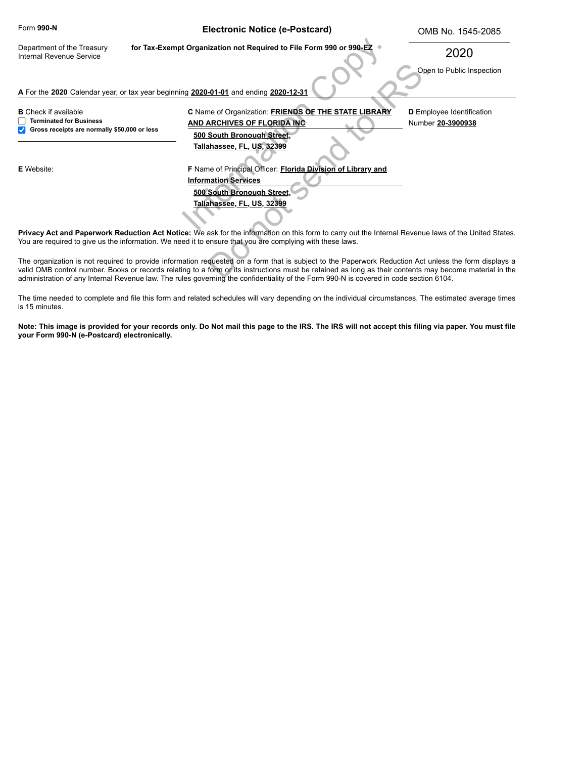Form **990-N**

**Electronic Notice (e-Postcard)**

**for Tax-Exempt Organization not Required to File Form 990 or 990-EZ**

OMB No. 1545-2085

Department of the Treasury
Internal Revenue Service

2020

Open to Public Inspection

**A** For the **2020** Calendar year, or tax year beginning **2020-01-01** and ending **2020-12-31**

**B** Check if available
- [ ] **Terminated for Business**
- [x] **Gross receipts are normally $50,000 or less**

**C** Name of Organization: **FRIENDS OF THE STATE LIBRARY AND ARCHIVES OF FLORIDA INC**
**500 South Bronough Street,**
**Tallahassee, FL, US, 32399**

**D** Employee Identification Number **20-3900938**

**E** Website:

**F** Name of Principal Officer: **Florida Division of Library and Information Services**
**500 South Bronough Street,**
**Tallahassee, FL, US, 32399**

**Privacy Act and Paperwork Reduction Act Notice:** We ask for the information on this form to carry out the Internal Revenue laws of the United States. You are required to give us the information. We need it to ensure that you are complying with these laws.

The organization is not required to provide information requested on a form that is subject to the Paperwork Reduction Act unless the form displays a valid OMB control number. Books or records relating to a form or its instructions must be retained as long as their contents may become material in the administration of any Internal Revenue law. The rules governing the confidentiality of the Form 990-N is covered in code section 6104.

The time needed to complete and file this form and related schedules will vary depending on the individual circumstances. The estimated average times is 15 minutes.

**Note: This image is provided for your records only. Do Not mail this page to the IRS. The IRS will not accept this filing via paper. You must file your Form 990-N (e-Postcard) electronically.**